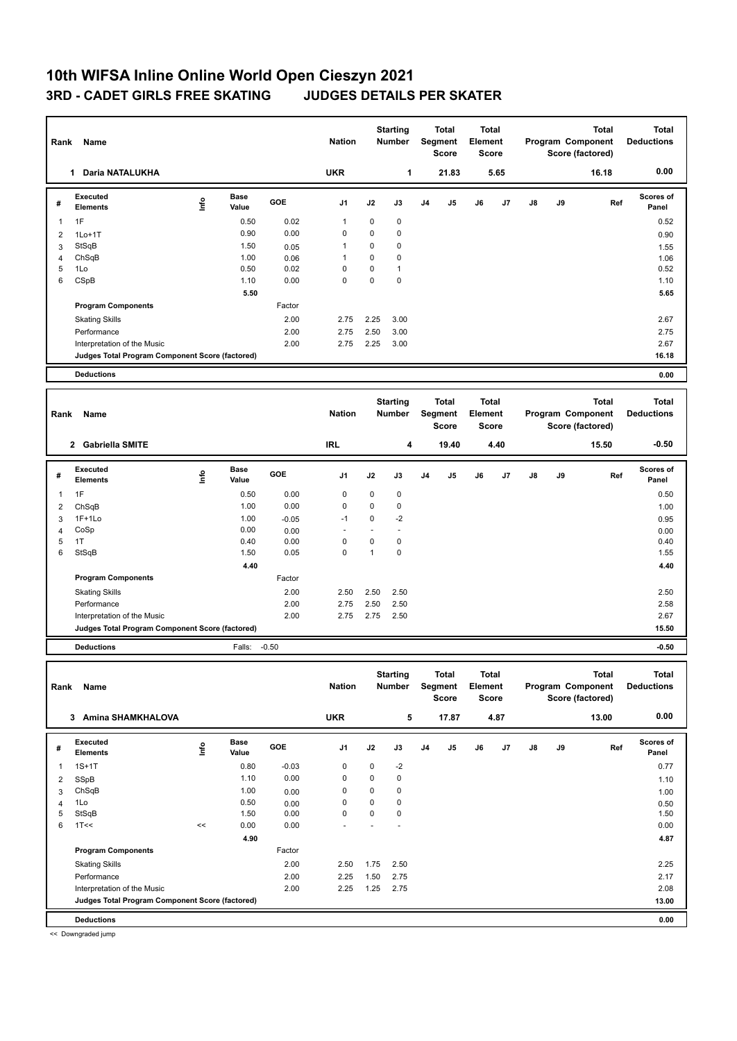# 10th WIFSA Inline Online World Open Cieszyn 2021

## 3RD - CADET GIRLS FREE SKATING    JUDGES DETAILS PER SKATER

| Rank | Name | Nation | Starting Number | Total Segment Score | Total Element Score | Total Program Component Score (factored) | Total Deductions |
|---|---|---|---|---|---|---|---|
| 1 | Daria NATALUKHA | UKR | 1 | 21.83 | 5.65 | 16.18 | 0.00 |

| # | Executed Elements | Info | Base Value | GOE | J1 | J2 | J3 | J4 | J5 | J6 | J7 | J8 | J9 | Ref | Scores of Panel |
|---|---|---|---|---|---|---|---|---|---|---|---|---|---|---|---|
| 1 | 1F | | 0.50 | 0.02 | 1 | 0 | 0 | | | | | | | | 0.52 |
| 2 | 1Lo+1T | | 0.90 | 0.00 | 0 | 0 | 0 | | | | | | | | 0.90 |
| 3 | StSqB | | 1.50 | 0.05 | 1 | 0 | 0 | | | | | | | | 1.55 |
| 4 | ChSqB | | 1.00 | 0.06 | 1 | 0 | 0 | | | | | | | | 1.06 |
| 5 | 1Lo | | 0.50 | 0.02 | 0 | 0 | 1 | | | | | | | | 0.52 |
| 6 | CSpB | | 1.10 | 0.00 | 0 | 0 | 0 | | | | | | | | 1.10 |
| | | | 5.50 | | | | | | | | | | | | 5.65 |
| | **Program Components** | | | Factor | | | | | | | | | | | |
| | Skating Skills | | | 2.00 | 2.75 | 2.25 | 3.00 | | | | | | | | 2.67 |
| | Performance | | | 2.00 | 2.75 | 2.50 | 3.00 | | | | | | | | 2.75 |
| | Interpretation of the Music | | | 2.00 | 2.75 | 2.25 | 3.00 | | | | | | | | 2.67 |
| | **Judges Total Program Component Score (factored)** | | | | | | | | | | | | | | **16.18** |
| | **Deductions** | | | | | | | | | | | | | | **0.00** |

| Rank | Name | Nation | Starting Number | Total Segment Score | Total Element Score | Total Program Component Score (factored) | Total Deductions |
|---|---|---|---|---|---|---|---|
| 2 | Gabriella SMITE | IRL | 4 | 19.40 | 4.40 | 15.50 | -0.50 |

| # | Executed Elements | Info | Base Value | GOE | J1 | J2 | J3 | J4 | J5 | J6 | J7 | J8 | J9 | Ref | Scores of Panel |
|---|---|---|---|---|---|---|---|---|---|---|---|---|---|---|---|
| 1 | 1F | | 0.50 | 0.00 | 0 | 0 | 0 | | | | | | | | 0.50 |
| 2 | ChSqB | | 1.00 | 0.00 | 0 | 0 | 0 | | | | | | | | 1.00 |
| 3 | 1F+1Lo | | 1.00 | -0.05 | -1 | 0 | -2 | | | | | | | | 0.95 |
| 4 | CoSp | | 0.00 | 0.00 | - | - | - | | | | | | | | 0.00 |
| 5 | 1T | | 0.40 | 0.00 | 0 | 0 | 0 | | | | | | | | 0.40 |
| 6 | StSqB | | 1.50 | 0.05 | 0 | 1 | 0 | | | | | | | | 1.55 |
| | | | 4.40 | | | | | | | | | | | | 4.40 |
| | **Program Components** | | | Factor | | | | | | | | | | | |
| | Skating Skills | | | 2.00 | 2.50 | 2.50 | 2.50 | | | | | | | | 2.50 |
| | Performance | | | 2.00 | 2.75 | 2.50 | 2.50 | | | | | | | | 2.58 |
| | Interpretation of the Music | | | 2.00 | 2.75 | 2.75 | 2.50 | | | | | | | | 2.67 |
| | **Judges Total Program Component Score (factored)** | | | | | | | | | | | | | | **15.50** |
| | **Deductions** | | Falls: | -0.50 | | | | | | | | | | | **-0.50** |

| Rank | Name | Nation | Starting Number | Total Segment Score | Total Element Score | Total Program Component Score (factored) | Total Deductions |
|---|---|---|---|---|---|---|---|
| 3 | Amina SHAMKHALOVA | UKR | 5 | 17.87 | 4.87 | 13.00 | 0.00 |

| # | Executed Elements | Info | Base Value | GOE | J1 | J2 | J3 | J4 | J5 | J6 | J7 | J8 | J9 | Ref | Scores of Panel |
|---|---|---|---|---|---|---|---|---|---|---|---|---|---|---|---|
| 1 | 1S+1T | | 0.80 | -0.03 | 0 | 0 | -2 | | | | | | | | 0.77 |
| 2 | SSpB | | 1.10 | 0.00 | 0 | 0 | 0 | | | | | | | | 1.10 |
| 3 | ChSqB | | 1.00 | 0.00 | 0 | 0 | 0 | | | | | | | | 1.00 |
| 4 | 1Lo | | 0.50 | 0.00 | 0 | 0 | 0 | | | | | | | | 0.50 |
| 5 | StSqB | | 1.50 | 0.00 | 0 | 0 | 0 | | | | | | | | 1.50 |
| 6 | 1T<< | << | 0.00 | 0.00 | - | - | - | | | | | | | | 0.00 |
| | | | 4.90 | | | | | | | | | | | | 4.87 |
| | **Program Components** | | | Factor | | | | | | | | | | | |
| | Skating Skills | | | 2.00 | 2.50 | 1.75 | 2.50 | | | | | | | | 2.25 |
| | Performance | | | 2.00 | 2.25 | 1.50 | 2.75 | | | | | | | | 2.17 |
| | Interpretation of the Music | | | 2.00 | 2.25 | 1.25 | 2.75 | | | | | | | | 2.08 |
| | **Judges Total Program Component Score (factored)** | | | | | | | | | | | | | | **13.00** |
| | **Deductions** | | | | | | | | | | | | | | **0.00** |

<< Downgraded jump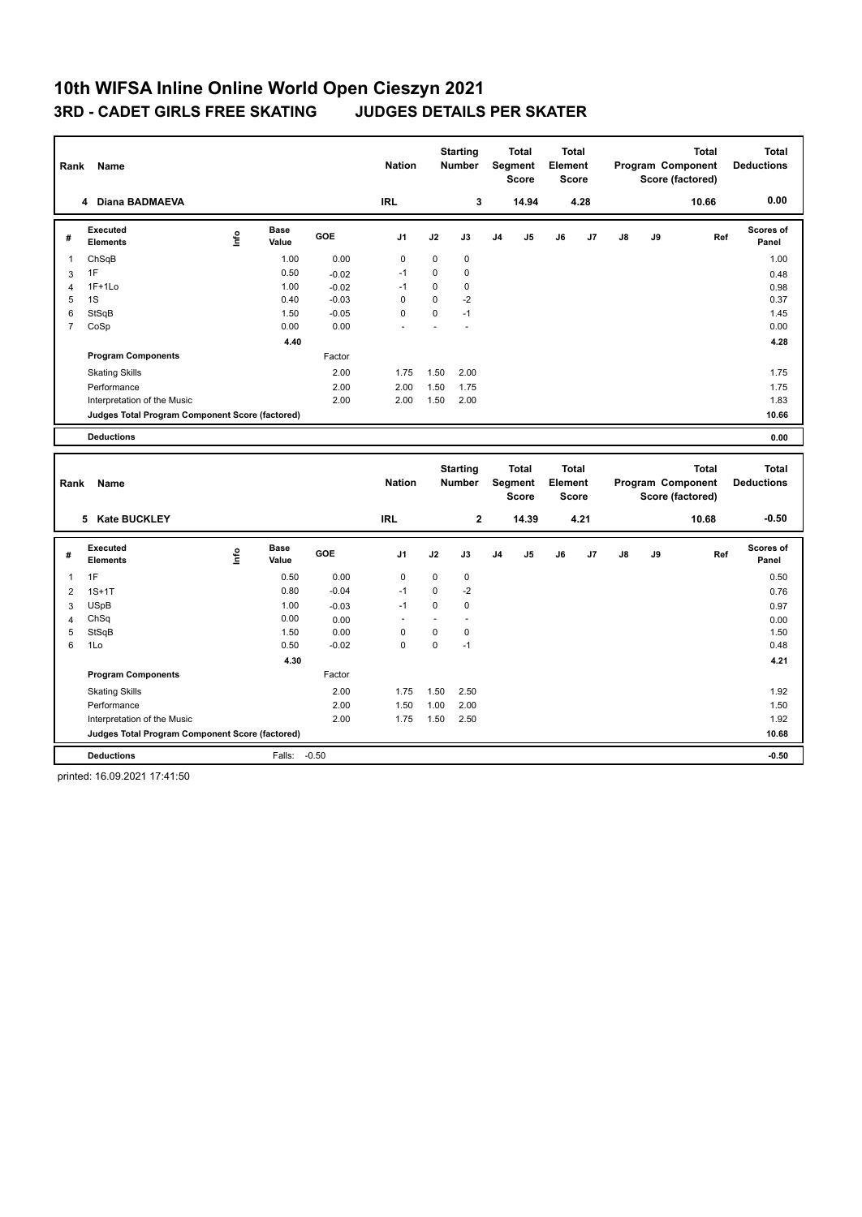# 10th WIFSA Inline Online World Open Cieszyn 2021

## 3RD - CADET GIRLS FREE SKATING JUDGES DETAILS PER SKATER

| Rank | Name | Nation | Starting Number | Total Segment Score | Total Element Score | Total Program Component Score (factored) | Total Deductions |
|---|---|---|---|---|---|---|---|
| 4 | Diana BADMAEVA | IRL | 3 | 14.94 | 4.28 | 10.66 | 0.00 |

| # | Executed Elements | Info | Base Value | GOE | J1 | J2 | J3 | J4 | J5 | J6 | J7 | J8 | J9 | Ref | Scores of Panel |
|---|---|---|---|---|---|---|---|---|---|---|---|---|---|---|---|
| 1 | ChSqB | | 1.00 | 0.00 | 0 | 0 | 0 | | | | | | | | 1.00 |
| 3 | 1F | | 0.50 | -0.02 | -1 | 0 | 0 | | | | | | | | 0.48 |
| 4 | 1F+1Lo | | 1.00 | -0.02 | -1 | 0 | 0 | | | | | | | | 0.98 |
| 5 | 1S | | 0.40 | -0.03 | 0 | 0 | -2 | | | | | | | | 0.37 |
| 6 | StSqB | | 1.50 | -0.05 | 0 | 0 | -1 | | | | | | | | 1.45 |
| 7 | CoSp | | 0.00 | 0.00 | - | - | - | | | | | | | | 0.00 |
| | | | 4.40 | | | | | | | | | | | | 4.28 |
| | **Program Components** | | | Factor | | | | | | | | | | | |
| | Skating Skills | | | 2.00 | 1.75 | 1.50 | 2.00 | | | | | | | | 1.75 |
| | Performance | | | 2.00 | 2.00 | 1.50 | 1.75 | | | | | | | | 1.75 |
| | Interpretation of the Music | | | 2.00 | 2.00 | 1.50 | 2.00 | | | | | | | | 1.83 |
| | **Judges Total Program Component Score (factored)** | | | | | | | | | | | | | | 10.66 |
| | **Deductions** | | | | | | | | | | | | | | 0.00 |

| Rank | Name | Nation | Starting Number | Total Segment Score | Total Element Score | Total Program Component Score (factored) | Total Deductions |
|---|---|---|---|---|---|---|---|
| 5 | Kate BUCKLEY | IRL | 2 | 14.39 | 4.21 | 10.68 | -0.50 |

| # | Executed Elements | Info | Base Value | GOE | J1 | J2 | J3 | J4 | J5 | J6 | J7 | J8 | J9 | Ref | Scores of Panel |
|---|---|---|---|---|---|---|---|---|---|---|---|---|---|---|---|
| 1 | 1F | | 0.50 | 0.00 | 0 | 0 | 0 | | | | | | | | 0.50 |
| 2 | 1S+1T | | 0.80 | -0.04 | -1 | 0 | -2 | | | | | | | | 0.76 |
| 3 | USpB | | 1.00 | -0.03 | -1 | 0 | 0 | | | | | | | | 0.97 |
| 4 | ChSq | | 0.00 | 0.00 | - | - | - | | | | | | | | 0.00 |
| 5 | StSqB | | 1.50 | 0.00 | 0 | 0 | 0 | | | | | | | | 1.50 |
| 6 | 1Lo | | 0.50 | -0.02 | 0 | 0 | -1 | | | | | | | | 0.48 |
| | | | 4.30 | | | | | | | | | | | | 4.21 |
| | **Program Components** | | | Factor | | | | | | | | | | | |
| | Skating Skills | | | 2.00 | 1.75 | 1.50 | 2.50 | | | | | | | | 1.92 |
| | Performance | | | 2.00 | 1.50 | 1.00 | 2.00 | | | | | | | | 1.50 |
| | Interpretation of the Music | | | 2.00 | 1.75 | 1.50 | 2.50 | | | | | | | | 1.92 |
| | **Judges Total Program Component Score (factored)** | | | | | | | | | | | | | | 10.68 |
| | **Deductions** | | Falls: | -0.50 | | | | | | | | | | | -0.50 |

printed: 16.09.2021 17:41:50